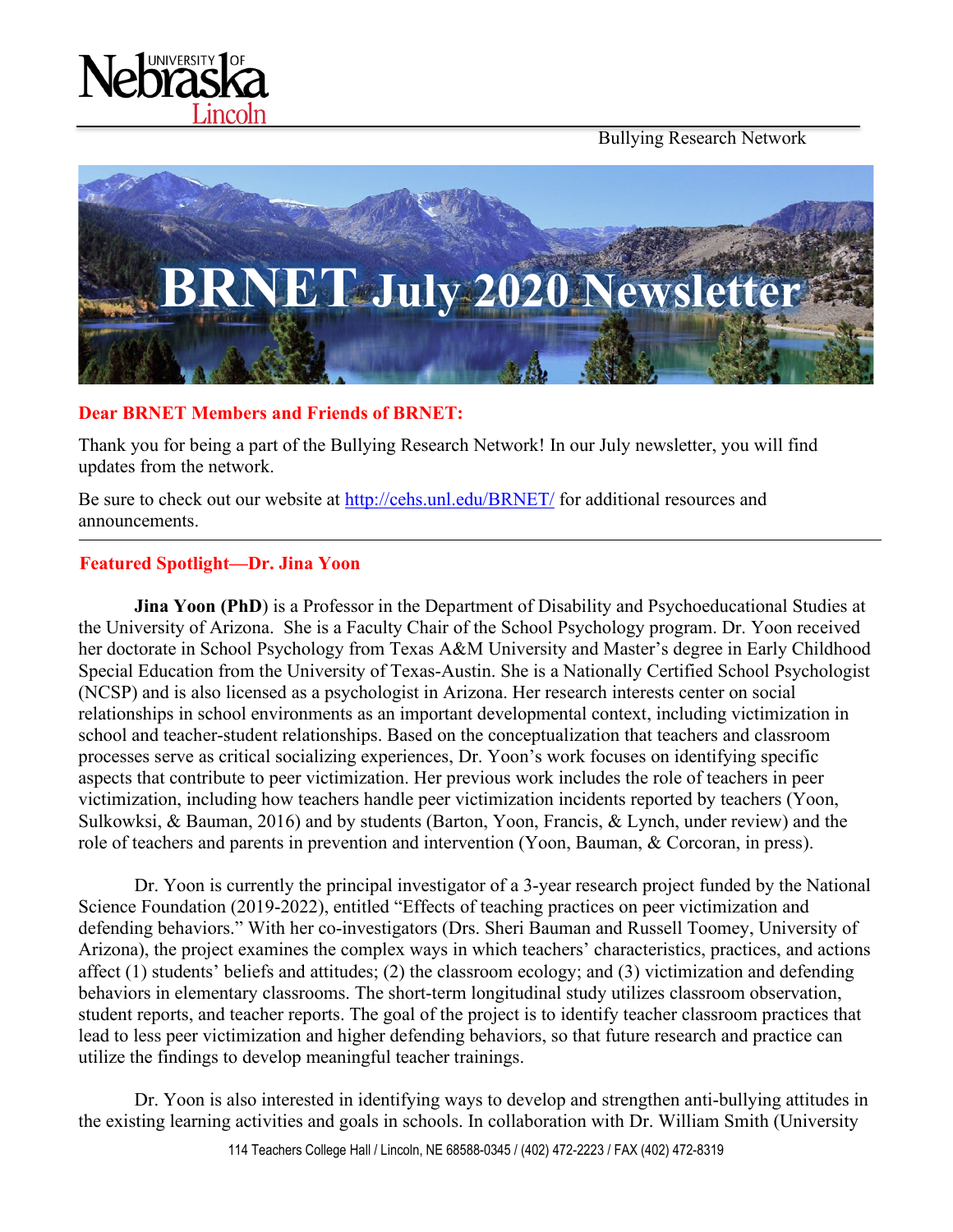Bullying Research Network

# BRNET July 2020 Newsletter

**Dear BRNET Members and Friends of BRNET:**

Thank you for being a part of the Bullying Research Network! In our July newsletter, you will find updates from the network.

Be sure to check out our website at http://cehs.unl.edu/BRNET/ for additional resources and announcements.

---

## Featured Spotlight—Dr. Jina Yoon

**Jina Yoon (PhD**) is a Professor in the Department of Disability and Psychoeducational Studies at the University of Arizona. She is a Faculty Chair of the School Psychology program. Dr. Yoon received her doctorate in School Psychology from Texas A&M University and Master's degree in Early Childhood Special Education from the University of Texas-Austin. She is a Nationally Certified School Psychologist (NCSP) and is also licensed as a psychologist in Arizona. Her research interests center on social relationships in school environments as an important developmental context, including victimization in school and teacher-student relationships. Based on the conceptualization that teachers and classroom processes serve as critical socializing experiences, Dr. Yoon's work focuses on identifying specific aspects that contribute to peer victimization. Her previous work includes the role of teachers in peer victimization, including how teachers handle peer victimization incidents reported by teachers (Yoon, Sulkowksi, & Bauman, 2016) and by students (Barton, Yoon, Francis, & Lynch, under review) and the role of teachers and parents in prevention and intervention (Yoon, Bauman, & Corcoran, in press).

Dr. Yoon is currently the principal investigator of a 3-year research project funded by the National Science Foundation (2019-2022), entitled "Effects of teaching practices on peer victimization and defending behaviors." With her co-investigators (Drs. Sheri Bauman and Russell Toomey, University of Arizona), the project examines the complex ways in which teachers' characteristics, practices, and actions affect (1) students' beliefs and attitudes; (2) the classroom ecology; and (3) victimization and defending behaviors in elementary classrooms. The short-term longitudinal study utilizes classroom observation, student reports, and teacher reports. The goal of the project is to identify teacher classroom practices that lead to less peer victimization and higher defending behaviors, so that future research and practice can utilize the findings to develop meaningful teacher trainings.

Dr. Yoon is also interested in identifying ways to develop and strengthen anti-bullying attitudes in the existing learning activities and goals in schools. In collaboration with Dr. William Smith (University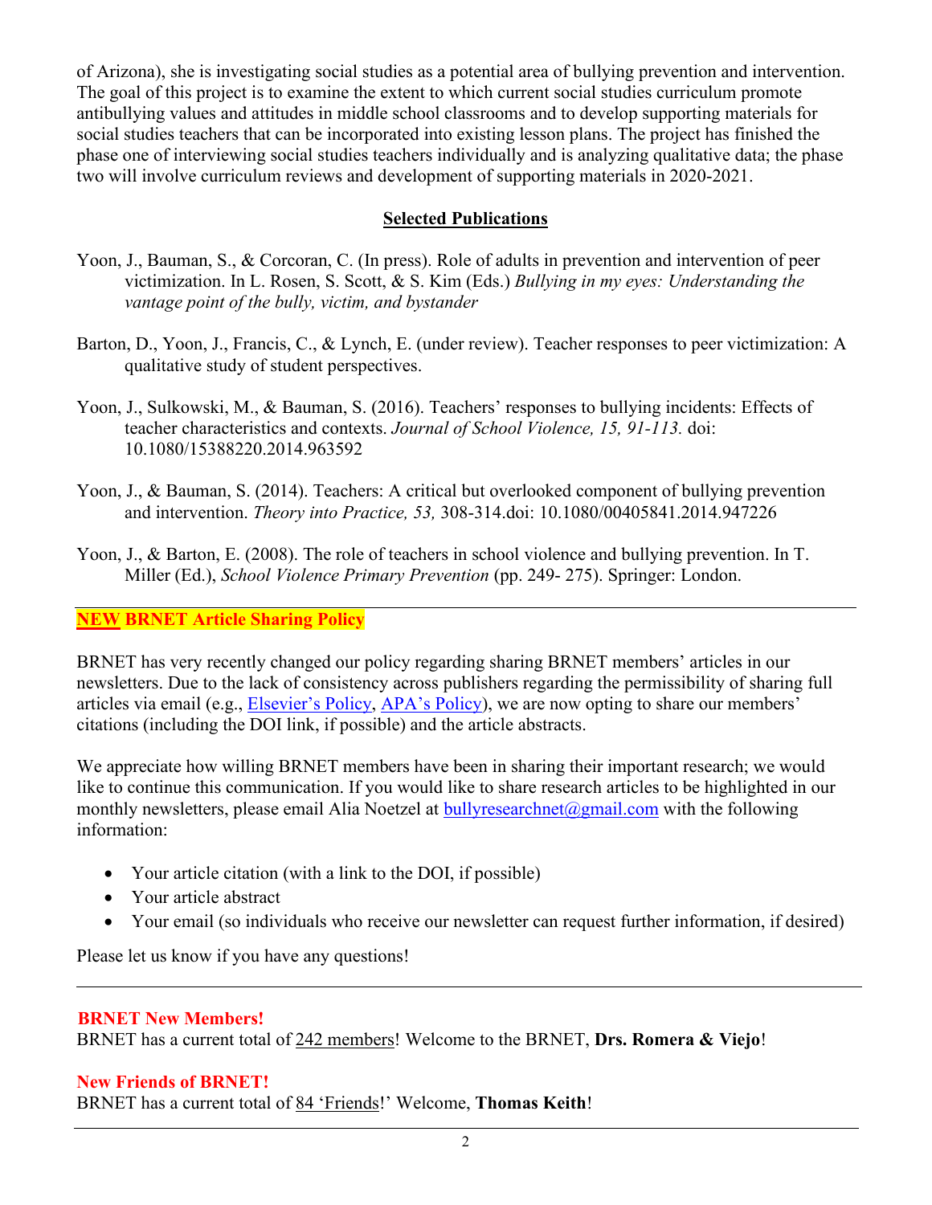of Arizona), she is investigating social studies as a potential area of bullying prevention and intervention. The goal of this project is to examine the extent to which current social studies curriculum promote antibullying values and attitudes in middle school classrooms and to develop supporting materials for social studies teachers that can be incorporated into existing lesson plans. The project has finished the phase one of interviewing social studies teachers individually and is analyzing qualitative data; the phase two will involve curriculum reviews and development of supporting materials in 2020-2021.

## Selected Publications

Yoon, J., Bauman, S., & Corcoran, C. (In press). Role of adults in prevention and intervention of peer victimization. In L. Rosen, S. Scott, & S. Kim (Eds.) *Bullying in my eyes: Understanding the vantage point of the bully, victim, and bystander*

Barton, D., Yoon, J., Francis, C., & Lynch, E. (under review). Teacher responses to peer victimization: A qualitative study of student perspectives.

Yoon, J., Sulkowski, M., & Bauman, S. (2016). Teachers' responses to bullying incidents: Effects of teacher characteristics and contexts. *Journal of School Violence, 15, 91-113.* doi: 10.1080/15388220.2014.963592

Yoon, J., & Bauman, S. (2014). Teachers: A critical but overlooked component of bullying prevention and intervention. *Theory into Practice, 53,* 308-314.doi: 10.1080/00405841.2014.947226

Yoon, J., & Barton, E. (2008). The role of teachers in school violence and bullying prevention. In T. Miller (Ed.), *School Violence Primary Prevention* (pp. 249- 275). Springer: London.

---

## NEW BRNET Article Sharing Policy

BRNET has very recently changed our policy regarding sharing BRNET members' articles in our newsletters. Due to the lack of consistency across publishers regarding the permissibility of sharing full articles via email (e.g., Elsevier's Policy, APA's Policy), we are now opting to share our members' citations (including the DOI link, if possible) and the article abstracts.

We appreciate how willing BRNET members have been in sharing their important research; we would like to continue this communication. If you would like to share research articles to be highlighted in our monthly newsletters, please email Alia Noetzel at bullyresearchnet@gmail.com with the following information:

- Your article citation (with a link to the DOI, if possible)
- Your article abstract
- Your email (so individuals who receive our newsletter can request further information, if desired)

Please let us know if you have any questions!

---

### BRNET New Members!

BRNET has a current total of 242 members! Welcome to the BRNET, **Drs. Romera & Viejo**!

### New Friends of BRNET!

BRNET has a current total of 84 'Friends!' Welcome, **Thomas Keith**!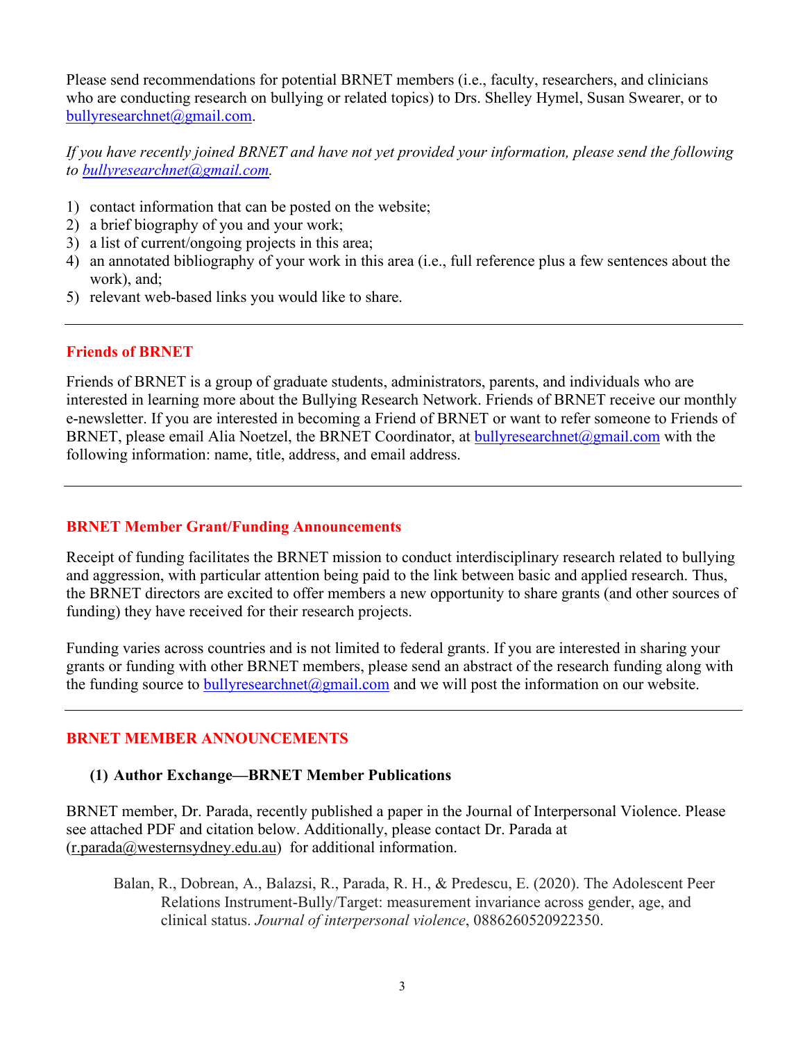Please send recommendations for potential BRNET members (i.e., faculty, researchers, and clinicians who are conducting research on bullying or related topics) to Drs. Shelley Hymel, Susan Swearer, or to bullyresearchnet@gmail.com.

*If you have recently joined BRNET and have not yet provided your information, please send the following to bullyresearchnet@gmail.com.*

1) contact information that can be posted on the website;
2) a brief biography of you and your work;
3) a list of current/ongoing projects in this area;
4) an annotated bibliography of your work in this area (i.e., full reference plus a few sentences about the work), and;
5) relevant web-based links you would like to share.

---

## Friends of BRNET

Friends of BRNET is a group of graduate students, administrators, parents, and individuals who are interested in learning more about the Bullying Research Network. Friends of BRNET receive our monthly e-newsletter. If you are interested in becoming a Friend of BRNET or want to refer someone to Friends of BRNET, please email Alia Noetzel, the BRNET Coordinator, at bullyresearchnet@gmail.com with the following information: name, title, address, and email address.

---

## BRNET Member Grant/Funding Announcements

Receipt of funding facilitates the BRNET mission to conduct interdisciplinary research related to bullying and aggression, with particular attention being paid to the link between basic and applied research. Thus, the BRNET directors are excited to offer members a new opportunity to share grants (and other sources of funding) they have received for their research projects.

Funding varies across countries and is not limited to federal grants. If you are interested in sharing your grants or funding with other BRNET members, please send an abstract of the research funding along with the funding source to bullyresearchnet@gmail.com and we will post the information on our website.

---

## BRNET MEMBER ANNOUNCEMENTS

### (1) Author Exchange—BRNET Member Publications

BRNET member, Dr. Parada, recently published a paper in the Journal of Interpersonal Violence. Please see attached PDF and citation below. Additionally, please contact Dr. Parada at (r.parada@westernsydney.edu.au) for additional information.

> Balan, R., Dobrean, A., Balazsi, R., Parada, R. H., & Predescu, E. (2020). The Adolescent Peer Relations Instrument-Bully/Target: measurement invariance across gender, age, and clinical status. *Journal of interpersonal violence*, 0886260520922350.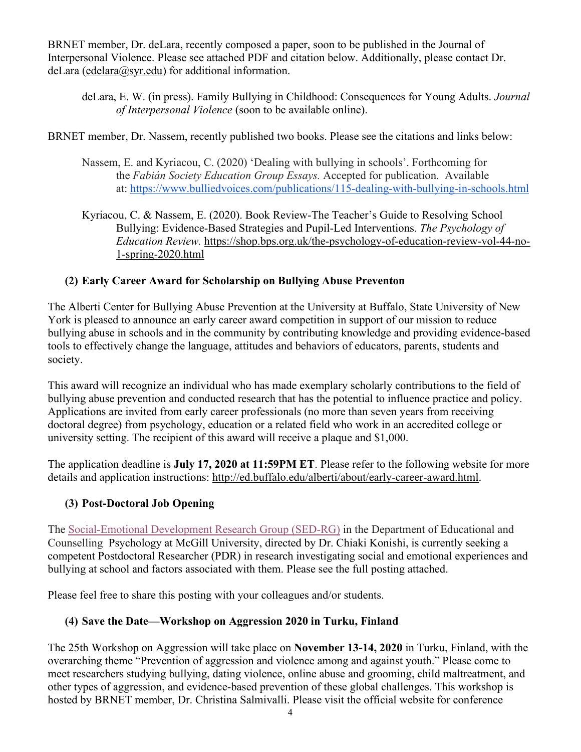BRNET member, Dr. deLara, recently composed a paper, soon to be published in the Journal of Interpersonal Violence. Please see attached PDF and citation below. Additionally, please contact Dr. deLara (edelara@syr.edu) for additional information.

> deLara, E. W. (in press). Family Bullying in Childhood: Consequences for Young Adults. *Journal of Interpersonal Violence* (soon to be available online).

BRNET member, Dr. Nassem, recently published two books. Please see the citations and links below:

> Nassem, E. and Kyriacou, C. (2020) 'Dealing with bullying in schools'. Forthcoming for the *Fabián Society Education Group Essays.* Accepted for publication. Available at: https://www.bulliedvoices.com/publications/115-dealing-with-bullying-in-schools.html

> Kyriacou, C. & Nassem, E. (2020). Book Review-The Teacher's Guide to Resolving School Bullying: Evidence-Based Strategies and Pupil-Led Interventions. *The Psychology of Education Review.* https://shop.bps.org.uk/the-psychology-of-education-review-vol-44-no-1-spring-2020.html

### (2) Early Career Award for Scholarship on Bullying Abuse Preventon

The Alberti Center for Bullying Abuse Prevention at the University at Buffalo, State University of New York is pleased to announce an early career award competition in support of our mission to reduce bullying abuse in schools and in the community by contributing knowledge and providing evidence-based tools to effectively change the language, attitudes and behaviors of educators, parents, students and society.

This award will recognize an individual who has made exemplary scholarly contributions to the field of bullying abuse prevention and conducted research that has the potential to influence practice and policy. Applications are invited from early career professionals (no more than seven years from receiving doctoral degree) from psychology, education or a related field who work in an accredited college or university setting. The recipient of this award will receive a plaque and $1,000.

The application deadline is **July 17, 2020 at 11:59PM ET**. Please refer to the following website for more details and application instructions: http://ed.buffalo.edu/alberti/about/early-career-award.html.

### (3) Post-Doctoral Job Opening

The Social-Emotional Development Research Group (SED-RG) in the Department of Educational and Counselling Psychology at McGill University, directed by Dr. Chiaki Konishi, is currently seeking a competent Postdoctoral Researcher (PDR) in research investigating social and emotional experiences and bullying at school and factors associated with them. Please see the full posting attached.

Please feel free to share this posting with your colleagues and/or students.

### (4) Save the Date—Workshop on Aggression 2020 in Turku, Finland

The 25th Workshop on Aggression will take place on **November 13-14, 2020** in Turku, Finland, with the overarching theme "Prevention of aggression and violence among and against youth." Please come to meet researchers studying bullying, dating violence, online abuse and grooming, child maltreatment, and other types of aggression, and evidence-based prevention of these global challenges. This workshop is hosted by BRNET member, Dr. Christina Salmivalli. Please visit the official website for conference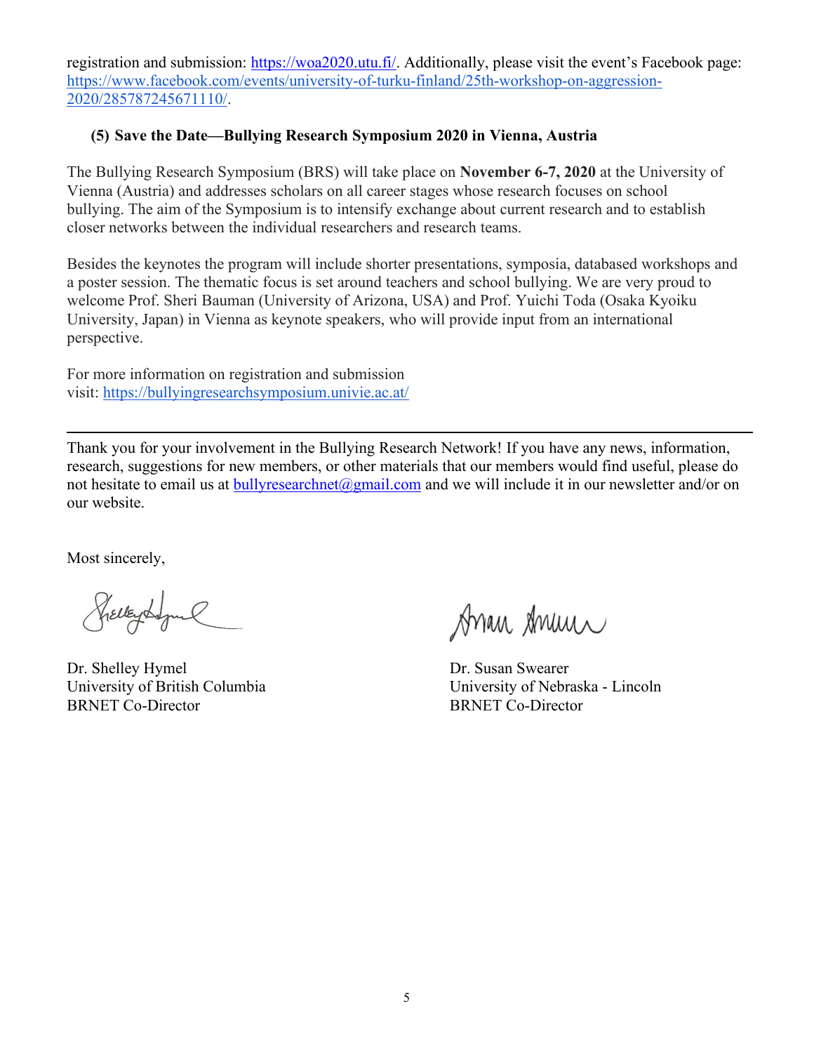registration and submission: https://woa2020.utu.fi/. Additionally, please visit the event's Facebook page: https://www.facebook.com/events/university-of-turku-finland/25th-workshop-on-aggression-2020/285787245671110/.

### (5) Save the Date—Bullying Research Symposium 2020 in Vienna, Austria

The Bullying Research Symposium (BRS) will take place on **November 6-7, 2020** at the University of Vienna (Austria) and addresses scholars on all career stages whose research focuses on school bullying. The aim of the Symposium is to intensify exchange about current research and to establish closer networks between the individual researchers and research teams.

Besides the keynotes the program will include shorter presentations, symposia, databased workshops and a poster session. The thematic focus is set around teachers and school bullying. We are very proud to welcome Prof. Sheri Bauman (University of Arizona, USA) and Prof. Yuichi Toda (Osaka Kyoiku University, Japan) in Vienna as keynote speakers, who will provide input from an international perspective.

For more information on registration and submission visit: https://bullyingresearchsymposium.univie.ac.at/

---

Thank you for your involvement in the Bullying Research Network! If you have any news, information, research, suggestions for new members, or other materials that our members would find useful, please do not hesitate to email us at bullyresearchnet@gmail.com and we will include it in our newsletter and/or on our website.

Most sincerely,

Dr. Shelley Hymel
University of British Columbia
BRNET Co-Director

Dr. Susan Swearer
University of Nebraska - Lincoln
BRNET Co-Director